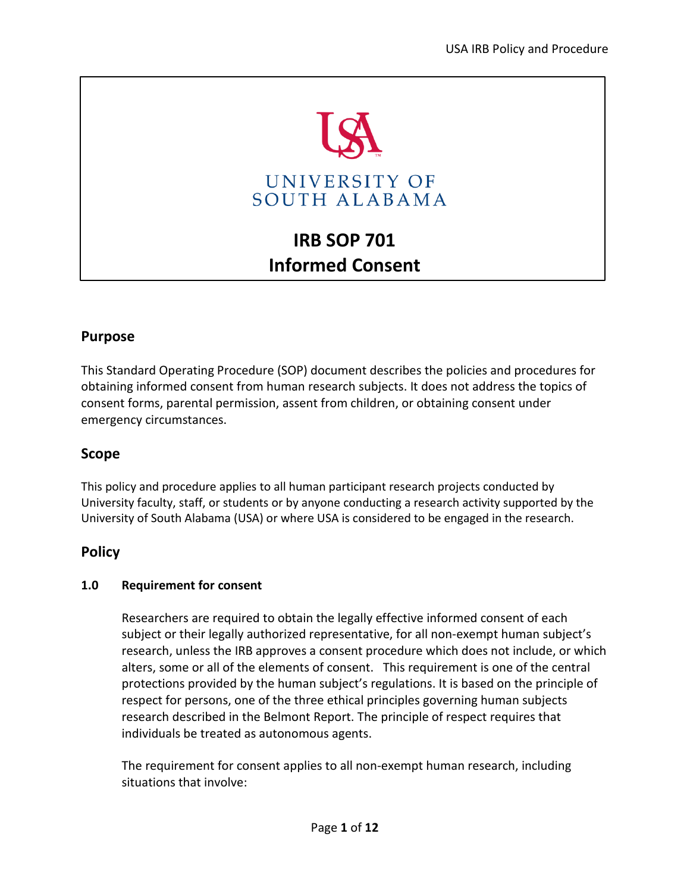UNIVERSITY OF SOUTH ALABAMA

# IRB SOP 701
# Informed Consent

## Purpose

This Standard Operating Procedure (SOP) document describes the policies and procedures for obtaining informed consent from human research subjects. It does not address the topics of consent forms, parental permission, assent from children, or obtaining consent under emergency circumstances.

## Scope

This policy and procedure applies to all human participant research projects conducted by University faculty, staff, or students or by anyone conducting a research activity supported by the University of South Alabama (USA) or where USA is considered to be engaged in the research.

## Policy

### 1.0 Requirement for consent

Researchers are required to obtain the legally effective informed consent of each subject or their legally authorized representative, for all non-exempt human subject's research, unless the IRB approves a consent procedure which does not include, or which alters, some or all of the elements of consent. This requirement is one of the central protections provided by the human subject's regulations. It is based on the principle of respect for persons, one of the three ethical principles governing human subjects research described in the Belmont Report. The principle of respect requires that individuals be treated as autonomous agents.

The requirement for consent applies to all non-exempt human research, including situations that involve: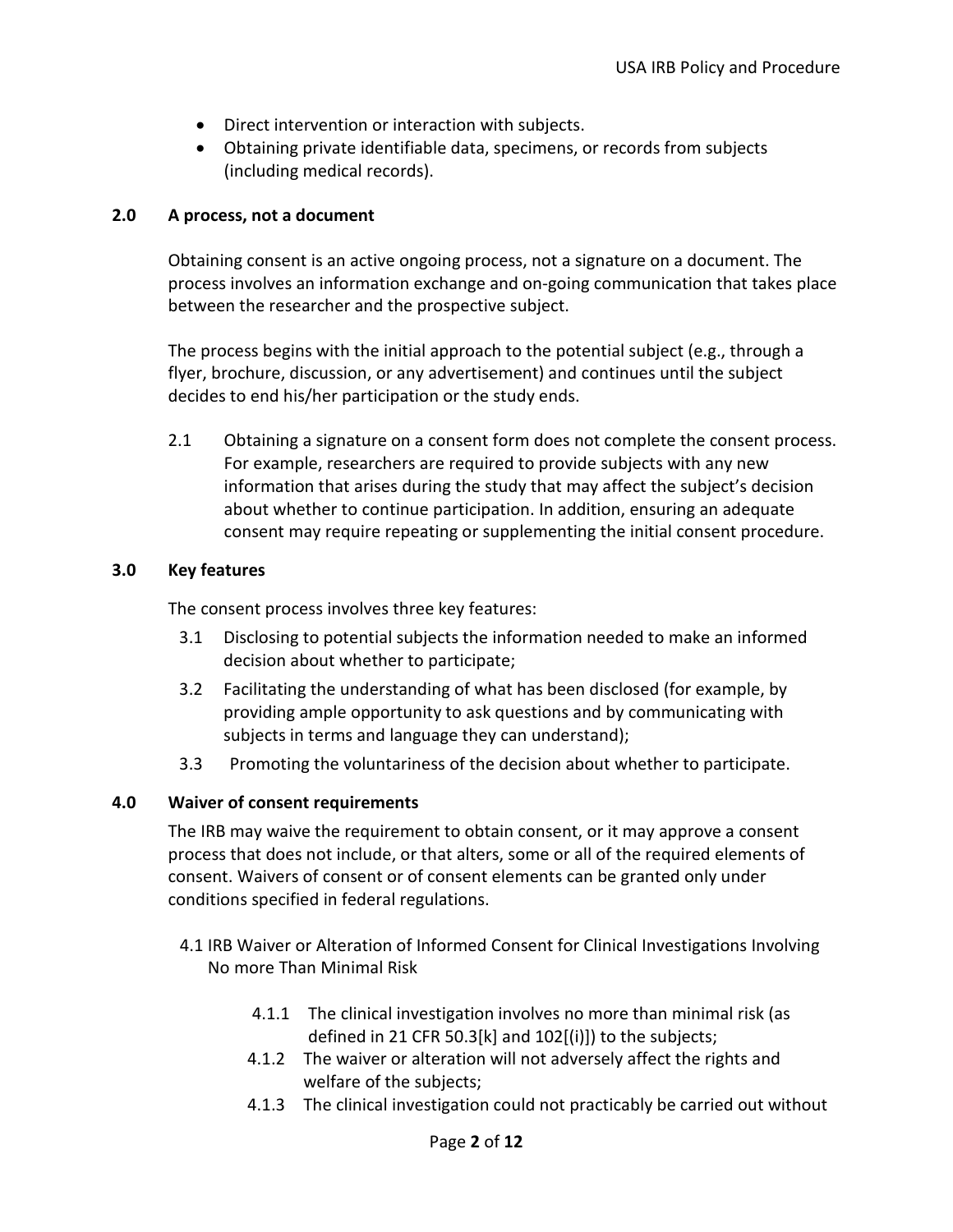- Direct intervention or interaction with subjects.
- Obtaining private identifiable data, specimens, or records from subjects (including medical records).

## 2.0 A process, not a document

Obtaining consent is an active ongoing process, not a signature on a document. The process involves an information exchange and on-going communication that takes place between the researcher and the prospective subject.

The process begins with the initial approach to the potential subject (e.g., through a flyer, brochure, discussion, or any advertisement) and continues until the subject decides to end his/her participation or the study ends.

2.1 Obtaining a signature on a consent form does not complete the consent process. For example, researchers are required to provide subjects with any new information that arises during the study that may affect the subject's decision about whether to continue participation. In addition, ensuring an adequate consent may require repeating or supplementing the initial consent procedure.

## 3.0 Key features

The consent process involves three key features:

3.1 Disclosing to potential subjects the information needed to make an informed decision about whether to participate;

3.2 Facilitating the understanding of what has been disclosed (for example, by providing ample opportunity to ask questions and by communicating with subjects in terms and language they can understand);

3.3 Promoting the voluntariness of the decision about whether to participate.

## 4.0 Waiver of consent requirements

The IRB may waive the requirement to obtain consent, or it may approve a consent process that does not include, or that alters, some or all of the required elements of consent. Waivers of consent or of consent elements can be granted only under conditions specified in federal regulations.

4.1 IRB Waiver or Alteration of Informed Consent for Clinical Investigations Involving No more Than Minimal Risk

4.1.1 The clinical investigation involves no more than minimal risk (as defined in 21 CFR 50.3[k] and 102[(i)]) to the subjects;

4.1.2 The waiver or alteration will not adversely affect the rights and welfare of the subjects;

4.1.3 The clinical investigation could not practicably be carried out without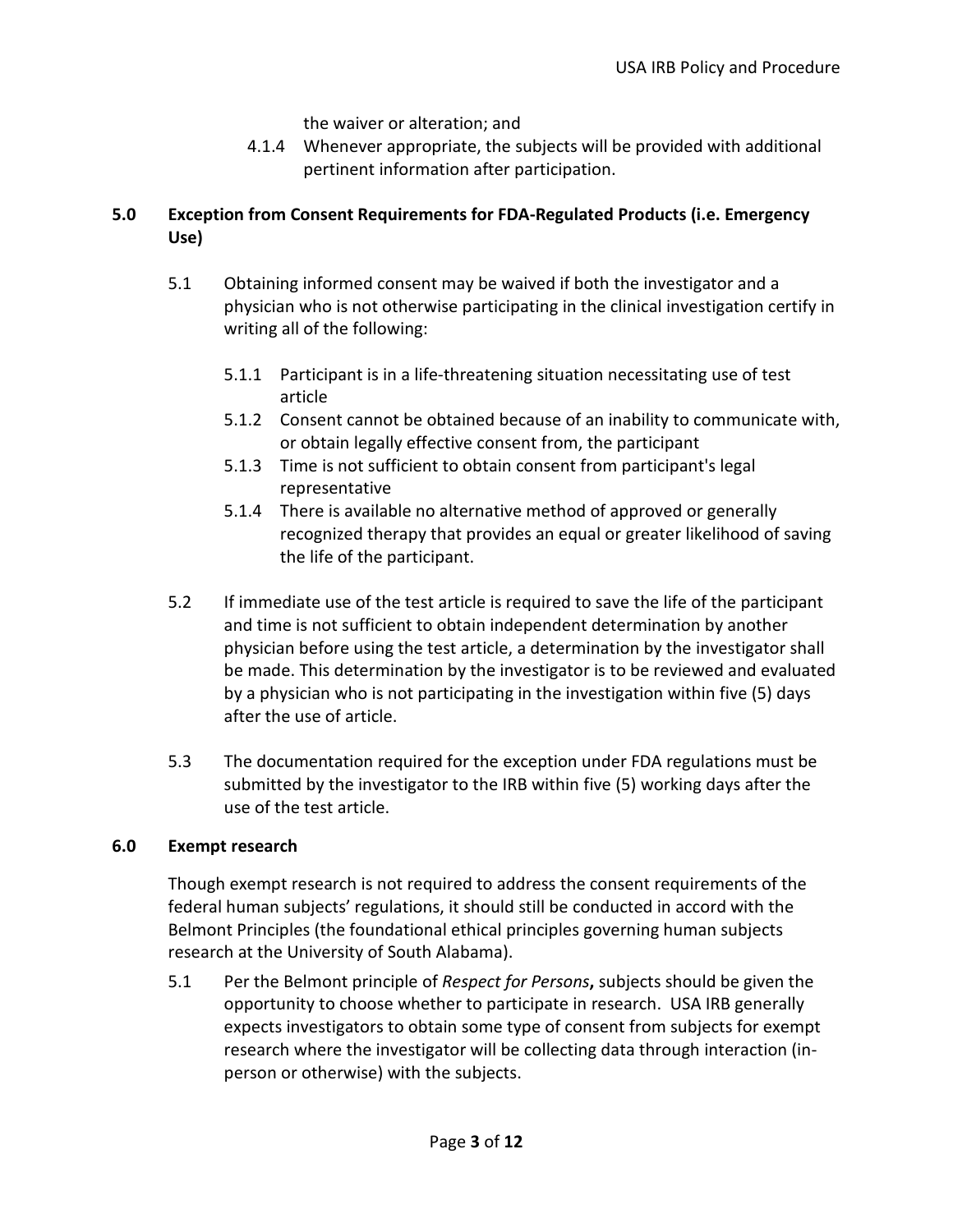the waiver or alteration; and

4.1.4 Whenever appropriate, the subjects will be provided with additional pertinent information after participation.

## 5.0 Exception from Consent Requirements for FDA-Regulated Products (i.e. Emergency Use)

5.1 Obtaining informed consent may be waived if both the investigator and a physician who is not otherwise participating in the clinical investigation certify in writing all of the following:

5.1.1 Participant is in a life-threatening situation necessitating use of test article

5.1.2 Consent cannot be obtained because of an inability to communicate with, or obtain legally effective consent from, the participant

5.1.3 Time is not sufficient to obtain consent from participant's legal representative

5.1.4 There is available no alternative method of approved or generally recognized therapy that provides an equal or greater likelihood of saving the life of the participant.

5.2 If immediate use of the test article is required to save the life of the participant and time is not sufficient to obtain independent determination by another physician before using the test article, a determination by the investigator shall be made. This determination by the investigator is to be reviewed and evaluated by a physician who is not participating in the investigation within five (5) days after the use of article.

5.3 The documentation required for the exception under FDA regulations must be submitted by the investigator to the IRB within five (5) working days after the use of the test article.

## 6.0 Exempt research

Though exempt research is not required to address the consent requirements of the federal human subjects' regulations, it should still be conducted in accord with the Belmont Principles (the foundational ethical principles governing human subjects research at the University of South Alabama).

5.1 Per the Belmont principle of *Respect for Persons***,** subjects should be given the opportunity to choose whether to participate in research. USA IRB generally expects investigators to obtain some type of consent from subjects for exempt research where the investigator will be collecting data through interaction (in-person or otherwise) with the subjects.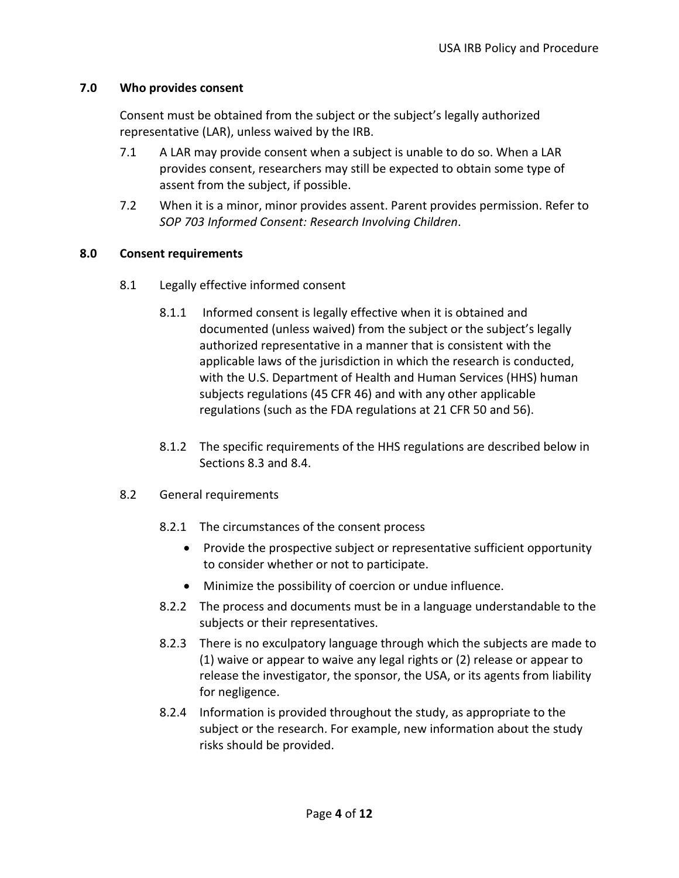## 7.0 Who provides consent

Consent must be obtained from the subject or the subject's legally authorized representative (LAR), unless waived by the IRB.

7.1 A LAR may provide consent when a subject is unable to do so. When a LAR provides consent, researchers may still be expected to obtain some type of assent from the subject, if possible.

7.2 When it is a minor, minor provides assent. Parent provides permission. Refer to *SOP 703 Informed Consent: Research Involving Children*.

## 8.0 Consent requirements

### 8.1 Legally effective informed consent

8.1.1 Informed consent is legally effective when it is obtained and documented (unless waived) from the subject or the subject's legally authorized representative in a manner that is consistent with the applicable laws of the jurisdiction in which the research is conducted, with the U.S. Department of Health and Human Services (HHS) human subjects regulations (45 CFR 46) and with any other applicable regulations (such as the FDA regulations at 21 CFR 50 and 56).

8.1.2 The specific requirements of the HHS regulations are described below in Sections 8.3 and 8.4.

### 8.2 General requirements

8.2.1 The circumstances of the consent process

- Provide the prospective subject or representative sufficient opportunity to consider whether or not to participate.
- Minimize the possibility of coercion or undue influence.

8.2.2 The process and documents must be in a language understandable to the subjects or their representatives.

8.2.3 There is no exculpatory language through which the subjects are made to (1) waive or appear to waive any legal rights or (2) release or appear to release the investigator, the sponsor, the USA, or its agents from liability for negligence.

8.2.4 Information is provided throughout the study, as appropriate to the subject or the research. For example, new information about the study risks should be provided.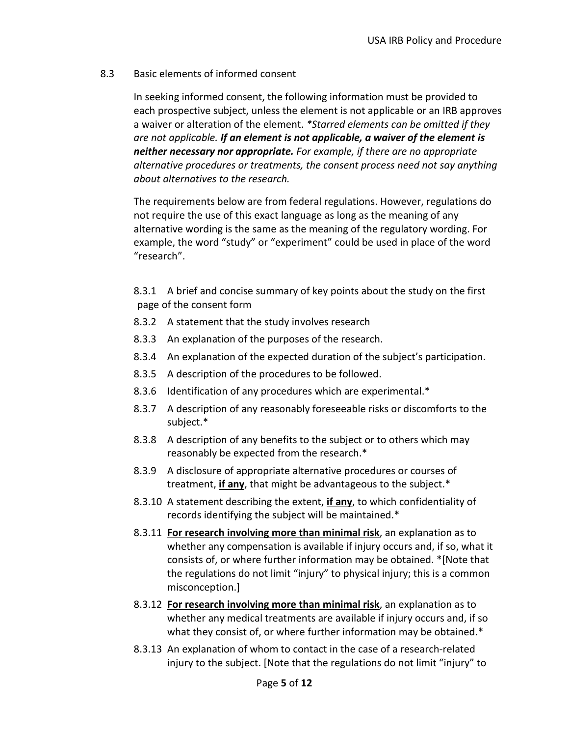## 8.3 Basic elements of informed consent

In seeking informed consent, the following information must be provided to each prospective subject, unless the element is not applicable or an IRB approves a waiver or alteration of the element. *\*Starred elements can be omitted if they are not applicable.* ***If an element is not applicable, a waiver of the element is neither necessary nor appropriate.*** *For example, if there are no appropriate alternative procedures or treatments, the consent process need not say anything about alternatives to the research.*

The requirements below are from federal regulations. However, regulations do not require the use of this exact language as long as the meaning of any alternative wording is the same as the meaning of the regulatory wording. For example, the word "study" or "experiment" could be used in place of the word "research".

- 8.3.1 A brief and concise summary of key points about the study on the first page of the consent form
- 8.3.2 A statement that the study involves research
- 8.3.3 An explanation of the purposes of the research.
- 8.3.4 An explanation of the expected duration of the subject's participation.
- 8.3.5 A description of the procedures to be followed.
- 8.3.6 Identification of any procedures which are experimental.*
- 8.3.7 A description of any reasonably foreseeable risks or discomforts to the subject.*
- 8.3.8 A description of any benefits to the subject or to others which may reasonably be expected from the research.*
- 8.3.9 A disclosure of appropriate alternative procedures or courses of treatment, <u>**if any**</u>, that might be advantageous to the subject.*
- 8.3.10 A statement describing the extent, <u>**if any**</u>, to which confidentiality of records identifying the subject will be maintained.*
- 8.3.11 <u>**For research involving more than minimal risk**</u>, an explanation as to whether any compensation is available if injury occurs and, if so, what it consists of, or where further information may be obtained. *[Note that the regulations do not limit "injury" to physical injury; this is a common misconception.]
- 8.3.12 <u>**For research involving more than minimal risk**</u>, an explanation as to whether any medical treatments are available if injury occurs and, if so what they consist of, or where further information may be obtained.*
- 8.3.13 An explanation of whom to contact in the case of a research-related injury to the subject. [Note that the regulations do not limit "injury" to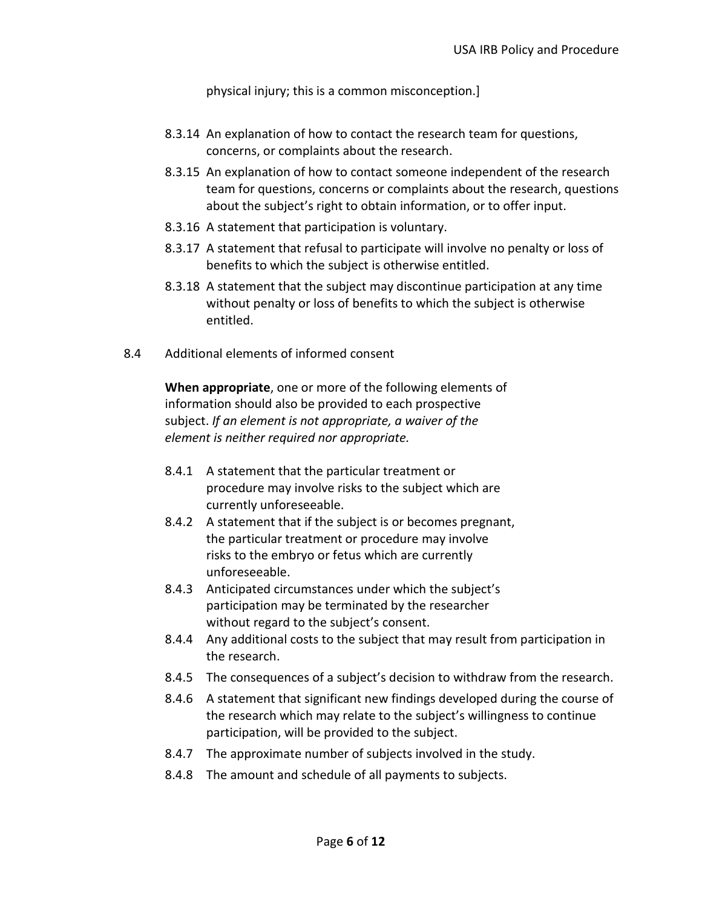physical injury; this is a common misconception.]

- 8.3.14 An explanation of how to contact the research team for questions, concerns, or complaints about the research.
- 8.3.15 An explanation of how to contact someone independent of the research team for questions, concerns or complaints about the research, questions about the subject's right to obtain information, or to offer input.
- 8.3.16 A statement that participation is voluntary.
- 8.3.17 A statement that refusal to participate will involve no penalty or loss of benefits to which the subject is otherwise entitled.
- 8.3.18 A statement that the subject may discontinue participation at any time without penalty or loss of benefits to which the subject is otherwise entitled.

8.4 Additional elements of informed consent

**When appropriate**, one or more of the following elements of information should also be provided to each prospective subject. *If an element is not appropriate, a waiver of the element is neither required nor appropriate.*

- 8.4.1 A statement that the particular treatment or procedure may involve risks to the subject which are currently unforeseeable.
- 8.4.2 A statement that if the subject is or becomes pregnant, the particular treatment or procedure may involve risks to the embryo or fetus which are currently unforeseeable.
- 8.4.3 Anticipated circumstances under which the subject's participation may be terminated by the researcher without regard to the subject's consent.
- 8.4.4 Any additional costs to the subject that may result from participation in the research.
- 8.4.5 The consequences of a subject's decision to withdraw from the research.
- 8.4.6 A statement that significant new findings developed during the course of the research which may relate to the subject's willingness to continue participation, will be provided to the subject.
- 8.4.7 The approximate number of subjects involved in the study.
- 8.4.8 The amount and schedule of all payments to subjects.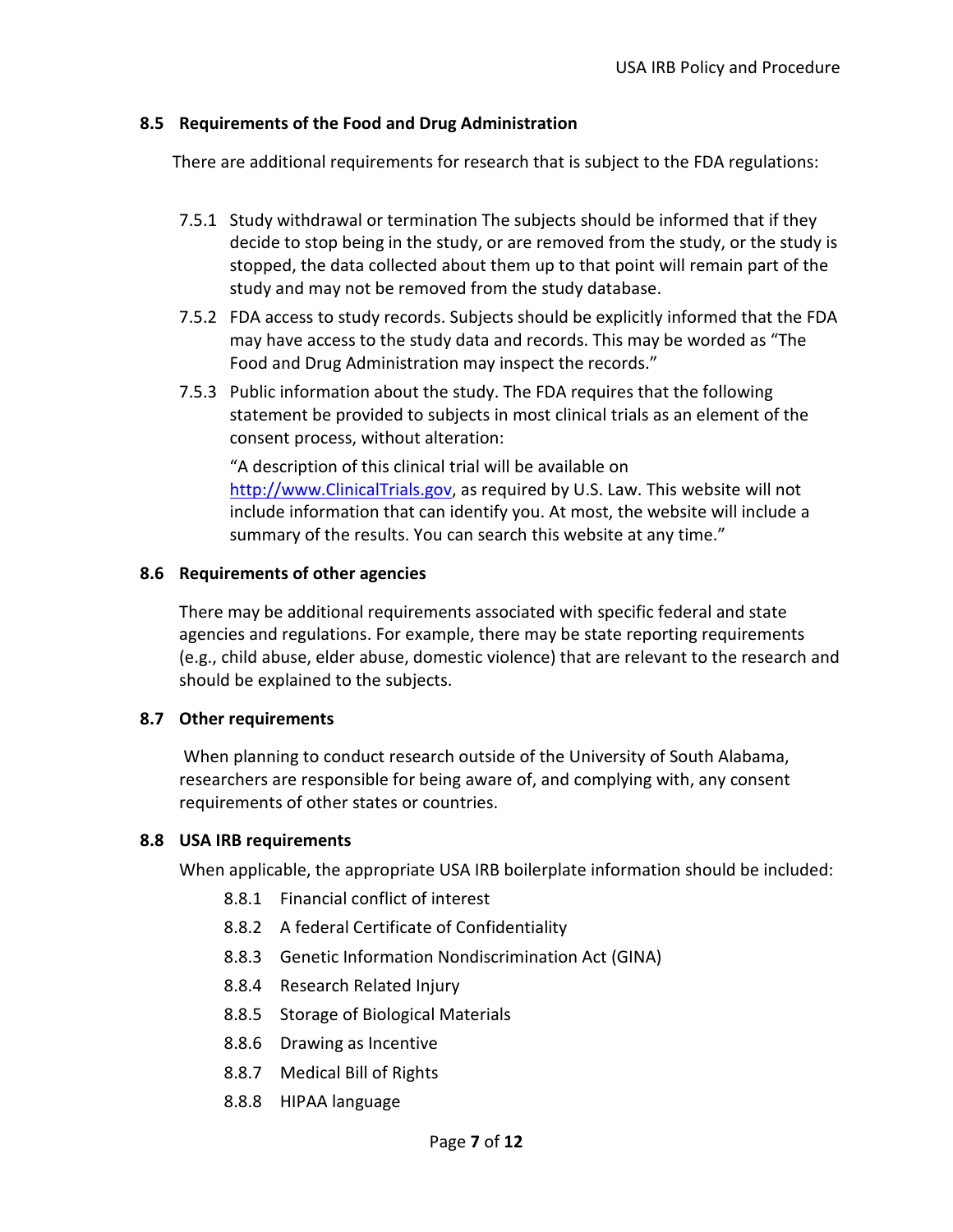### 8.5 Requirements of the Food and Drug Administration

There are additional requirements for research that is subject to the FDA regulations:

7.5.1 Study withdrawal or termination The subjects should be informed that if they decide to stop being in the study, or are removed from the study, or the study is stopped, the data collected about them up to that point will remain part of the study and may not be removed from the study database.

7.5.2 FDA access to study records. Subjects should be explicitly informed that the FDA may have access to the study data and records. This may be worded as "The Food and Drug Administration may inspect the records."

7.5.3 Public information about the study. The FDA requires that the following statement be provided to subjects in most clinical trials as an element of the consent process, without alteration:

"A description of this clinical trial will be available on http://www.ClinicalTrials.gov, as required by U.S. Law. This website will not include information that can identify you. At most, the website will include a summary of the results. You can search this website at any time."

### 8.6 Requirements of other agencies

There may be additional requirements associated with specific federal and state agencies and regulations. For example, there may be state reporting requirements (e.g., child abuse, elder abuse, domestic violence) that are relevant to the research and should be explained to the subjects.

### 8.7 Other requirements

When planning to conduct research outside of the University of South Alabama, researchers are responsible for being aware of, and complying with, any consent requirements of other states or countries.

### 8.8 USA IRB requirements

When applicable, the appropriate USA IRB boilerplate information should be included:

8.8.1 Financial conflict of interest

8.8.2 A federal Certificate of Confidentiality

8.8.3 Genetic Information Nondiscrimination Act (GINA)

8.8.4 Research Related Injury

8.8.5 Storage of Biological Materials

8.8.6 Drawing as Incentive

8.8.7 Medical Bill of Rights

8.8.8 HIPAA language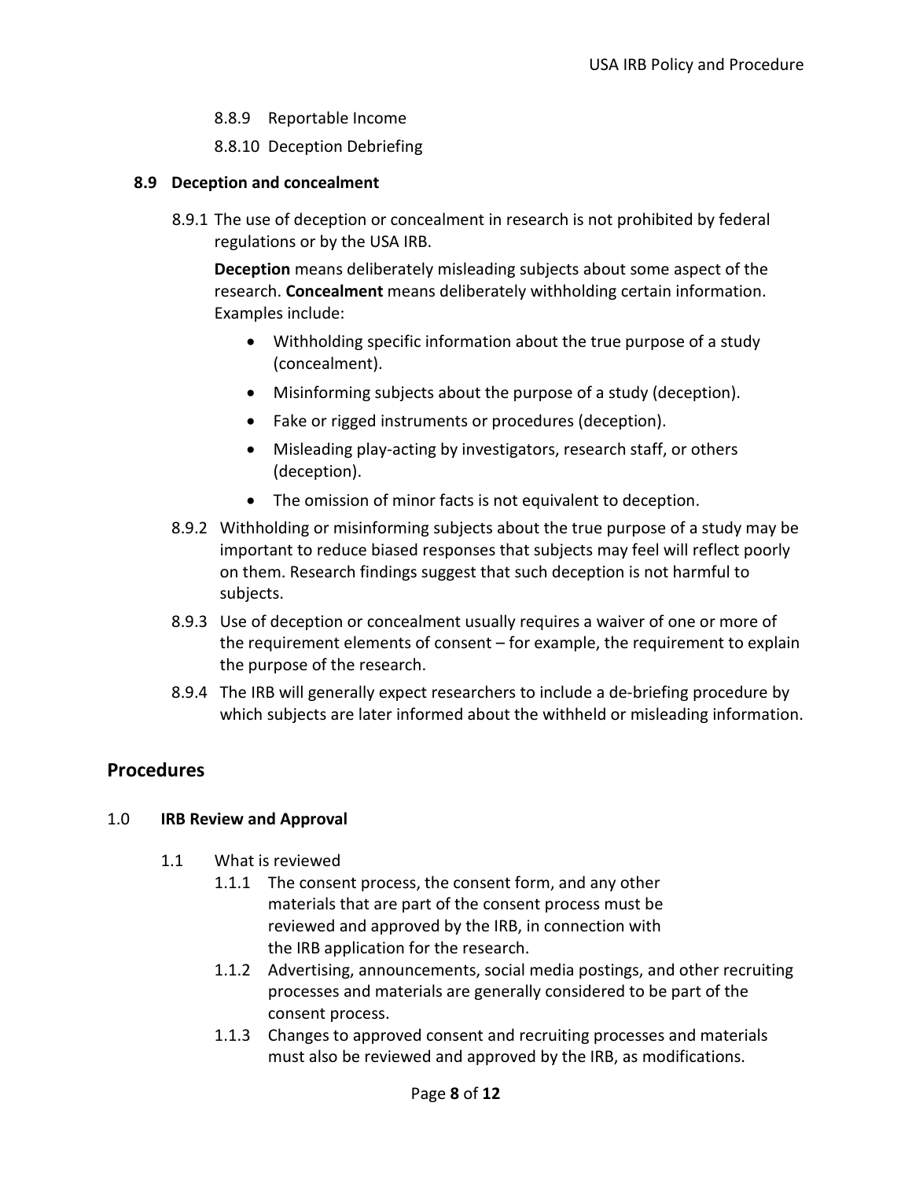8.8.9 Reportable Income

8.8.10 Deception Debriefing

### 8.9 Deception and concealment

8.9.1 The use of deception or concealment in research is not prohibited by federal regulations or by the USA IRB.

**Deception** means deliberately misleading subjects about some aspect of the research. **Concealment** means deliberately withholding certain information. Examples include:

- Withholding specific information about the true purpose of a study (concealment).
- Misinforming subjects about the purpose of a study (deception).
- Fake or rigged instruments or procedures (deception).
- Misleading play-acting by investigators, research staff, or others (deception).
- The omission of minor facts is not equivalent to deception.

8.9.2 Withholding or misinforming subjects about the true purpose of a study may be important to reduce biased responses that subjects may feel will reflect poorly on them. Research findings suggest that such deception is not harmful to subjects.

8.9.3 Use of deception or concealment usually requires a waiver of one or more of the requirement elements of consent – for example, the requirement to explain the purpose of the research.

8.9.4 The IRB will generally expect researchers to include a de-briefing procedure by which subjects are later informed about the withheld or misleading information.

## Procedures

### 1.0 IRB Review and Approval

1.1 What is reviewed

1.1.1 The consent process, the consent form, and any other materials that are part of the consent process must be reviewed and approved by the IRB, in connection with the IRB application for the research.

1.1.2 Advertising, announcements, social media postings, and other recruiting processes and materials are generally considered to be part of the consent process.

1.1.3 Changes to approved consent and recruiting processes and materials must also be reviewed and approved by the IRB, as modifications.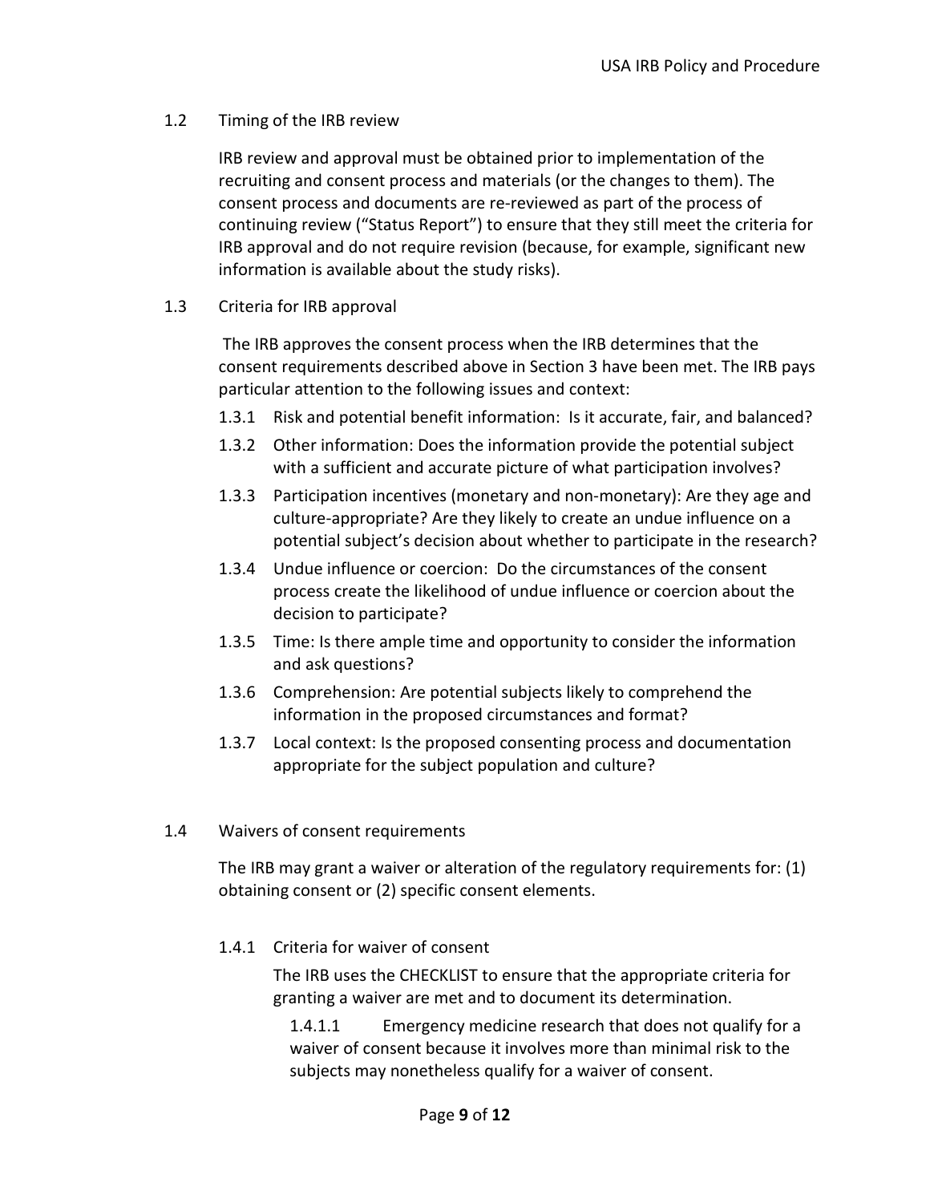## 1.2 Timing of the IRB review

IRB review and approval must be obtained prior to implementation of the recruiting and consent process and materials (or the changes to them). The consent process and documents are re-reviewed as part of the process of continuing review ("Status Report") to ensure that they still meet the criteria for IRB approval and do not require revision (because, for example, significant new information is available about the study risks).

## 1.3 Criteria for IRB approval

The IRB approves the consent process when the IRB determines that the consent requirements described above in Section 3 have been met. The IRB pays particular attention to the following issues and context:

- 1.3.1 Risk and potential benefit information: Is it accurate, fair, and balanced?
- 1.3.2 Other information: Does the information provide the potential subject with a sufficient and accurate picture of what participation involves?
- 1.3.3 Participation incentives (monetary and non-monetary): Are they age and culture-appropriate? Are they likely to create an undue influence on a potential subject's decision about whether to participate in the research?
- 1.3.4 Undue influence or coercion: Do the circumstances of the consent process create the likelihood of undue influence or coercion about the decision to participate?
- 1.3.5 Time: Is there ample time and opportunity to consider the information and ask questions?
- 1.3.6 Comprehension: Are potential subjects likely to comprehend the information in the proposed circumstances and format?
- 1.3.7 Local context: Is the proposed consenting process and documentation appropriate for the subject population and culture?

## 1.4 Waivers of consent requirements

The IRB may grant a waiver or alteration of the regulatory requirements for: (1) obtaining consent or (2) specific consent elements.

### 1.4.1 Criteria for waiver of consent

The IRB uses the CHECKLIST to ensure that the appropriate criteria for granting a waiver are met and to document its determination.

1.4.1.1 Emergency medicine research that does not qualify for a waiver of consent because it involves more than minimal risk to the subjects may nonetheless qualify for a waiver of consent.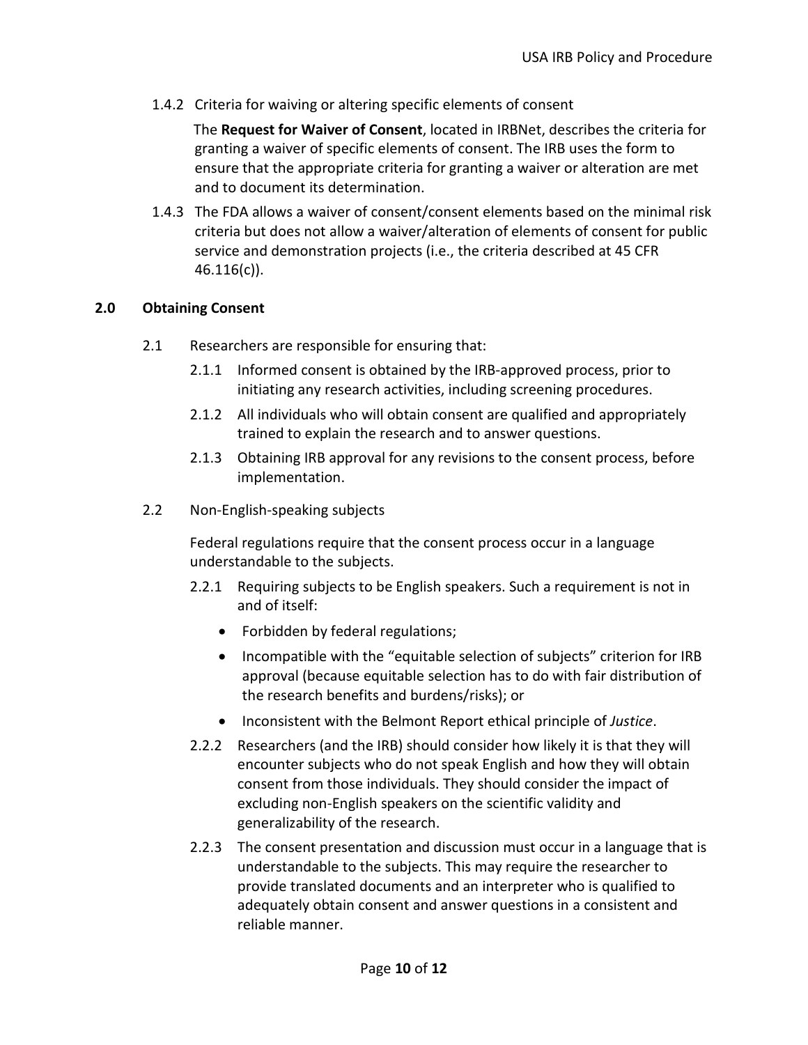1.4.2 Criteria for waiving or altering specific elements of consent

The **Request for Waiver of Consent**, located in IRBNet, describes the criteria for granting a waiver of specific elements of consent. The IRB uses the form to ensure that the appropriate criteria for granting a waiver or alteration are met and to document its determination.

1.4.3 The FDA allows a waiver of consent/consent elements based on the minimal risk criteria but does not allow a waiver/alteration of elements of consent for public service and demonstration projects (i.e., the criteria described at 45 CFR 46.116(c)).

## 2.0 Obtaining Consent

2.1 Researchers are responsible for ensuring that:

2.1.1 Informed consent is obtained by the IRB-approved process, prior to initiating any research activities, including screening procedures.

2.1.2 All individuals who will obtain consent are qualified and appropriately trained to explain the research and to answer questions.

2.1.3 Obtaining IRB approval for any revisions to the consent process, before implementation.

2.2 Non-English-speaking subjects

Federal regulations require that the consent process occur in a language understandable to the subjects.

2.2.1 Requiring subjects to be English speakers. Such a requirement is not in and of itself:

- Forbidden by federal regulations;
- Incompatible with the "equitable selection of subjects" criterion for IRB approval (because equitable selection has to do with fair distribution of the research benefits and burdens/risks); or
- Inconsistent with the Belmont Report ethical principle of *Justice*.

2.2.2 Researchers (and the IRB) should consider how likely it is that they will encounter subjects who do not speak English and how they will obtain consent from those individuals. They should consider the impact of excluding non-English speakers on the scientific validity and generalizability of the research.

2.2.3 The consent presentation and discussion must occur in a language that is understandable to the subjects. This may require the researcher to provide translated documents and an interpreter who is qualified to adequately obtain consent and answer questions in a consistent and reliable manner.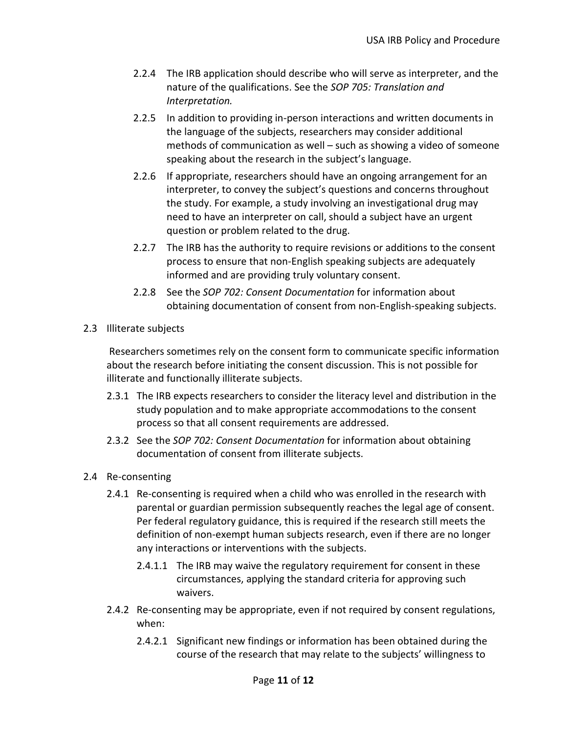2.2.4 The IRB application should describe who will serve as interpreter, and the nature of the qualifications. See the *SOP 705: Translation and Interpretation.*

2.2.5 In addition to providing in-person interactions and written documents in the language of the subjects, researchers may consider additional methods of communication as well – such as showing a video of someone speaking about the research in the subject's language.

2.2.6 If appropriate, researchers should have an ongoing arrangement for an interpreter, to convey the subject's questions and concerns throughout the study. For example, a study involving an investigational drug may need to have an interpreter on call, should a subject have an urgent question or problem related to the drug.

2.2.7 The IRB has the authority to require revisions or additions to the consent process to ensure that non-English speaking subjects are adequately informed and are providing truly voluntary consent.

2.2.8 See the *SOP 702: Consent Documentation* for information about obtaining documentation of consent from non-English-speaking subjects.

2.3 Illiterate subjects

Researchers sometimes rely on the consent form to communicate specific information about the research before initiating the consent discussion. This is not possible for illiterate and functionally illiterate subjects.

2.3.1 The IRB expects researchers to consider the literacy level and distribution in the study population and to make appropriate accommodations to the consent process so that all consent requirements are addressed.

2.3.2 See the *SOP 702: Consent Documentation* for information about obtaining documentation of consent from illiterate subjects.

2.4 Re-consenting

2.4.1 Re-consenting is required when a child who was enrolled in the research with parental or guardian permission subsequently reaches the legal age of consent. Per federal regulatory guidance, this is required if the research still meets the definition of non-exempt human subjects research, even if there are no longer any interactions or interventions with the subjects.

2.4.1.1 The IRB may waive the regulatory requirement for consent in these circumstances, applying the standard criteria for approving such waivers.

2.4.2 Re-consenting may be appropriate, even if not required by consent regulations, when:

2.4.2.1 Significant new findings or information has been obtained during the course of the research that may relate to the subjects' willingness to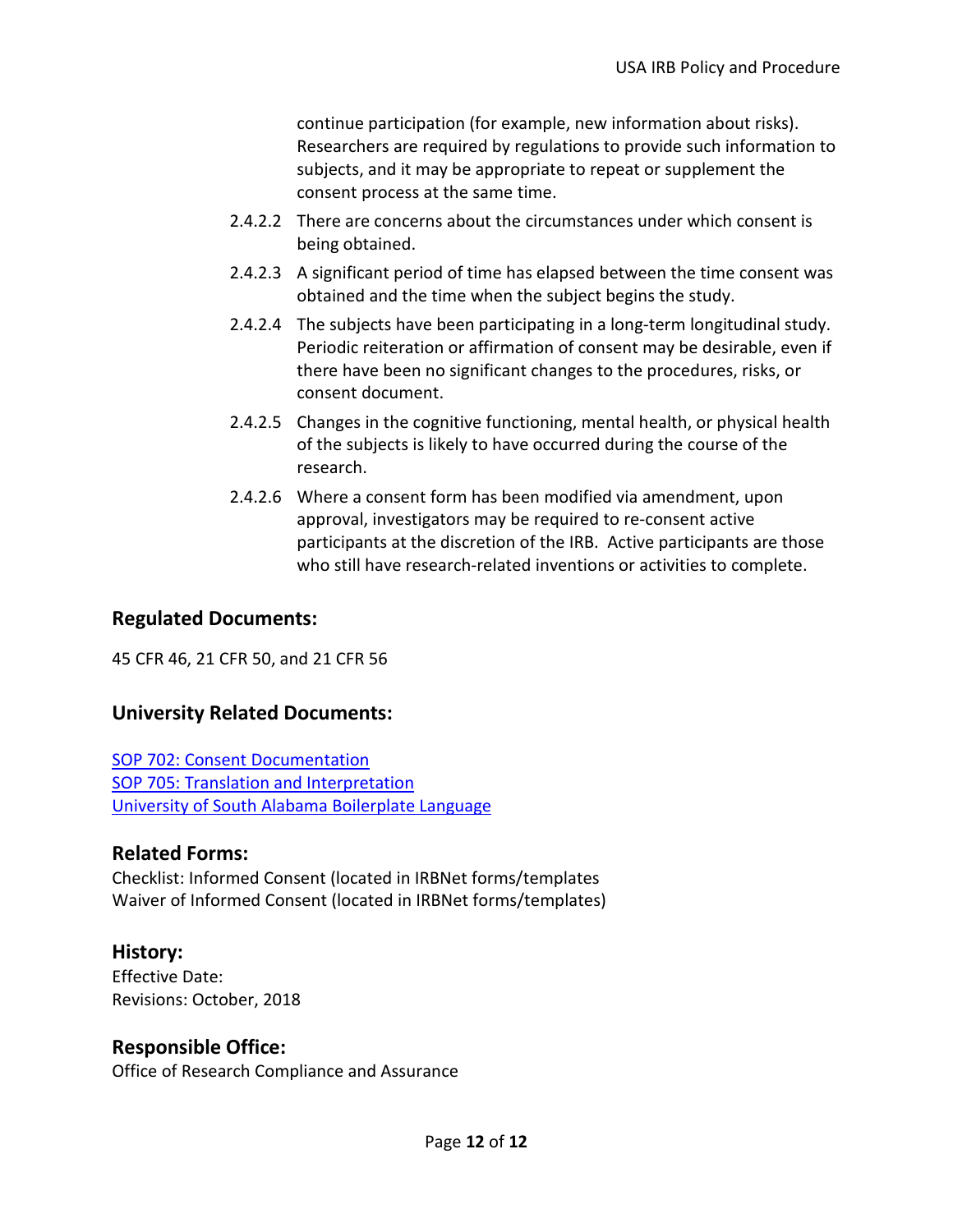continue participation (for example, new information about risks). Researchers are required by regulations to provide such information to subjects, and it may be appropriate to repeat or supplement the consent process at the same time.

2.4.2.2 There are concerns about the circumstances under which consent is being obtained.

2.4.2.3 A significant period of time has elapsed between the time consent was obtained and the time when the subject begins the study.

2.4.2.4 The subjects have been participating in a long-term longitudinal study. Periodic reiteration or affirmation of consent may be desirable, even if there have been no significant changes to the procedures, risks, or consent document.

2.4.2.5 Changes in the cognitive functioning, mental health, or physical health of the subjects is likely to have occurred during the course of the research.

2.4.2.6 Where a consent form has been modified via amendment, upon approval, investigators may be required to re-consent active participants at the discretion of the IRB. Active participants are those who still have research-related inventions or activities to complete.

## Regulated Documents:

45 CFR 46, 21 CFR 50, and 21 CFR 56

## University Related Documents:

SOP 702: Consent Documentation
SOP 705: Translation and Interpretation
University of South Alabama Boilerplate Language

## Related Forms:

Checklist: Informed Consent (located in IRBNet forms/templates
Waiver of Informed Consent (located in IRBNet forms/templates)

## History:

Effective Date:
Revisions: October, 2018

## Responsible Office:

Office of Research Compliance and Assurance